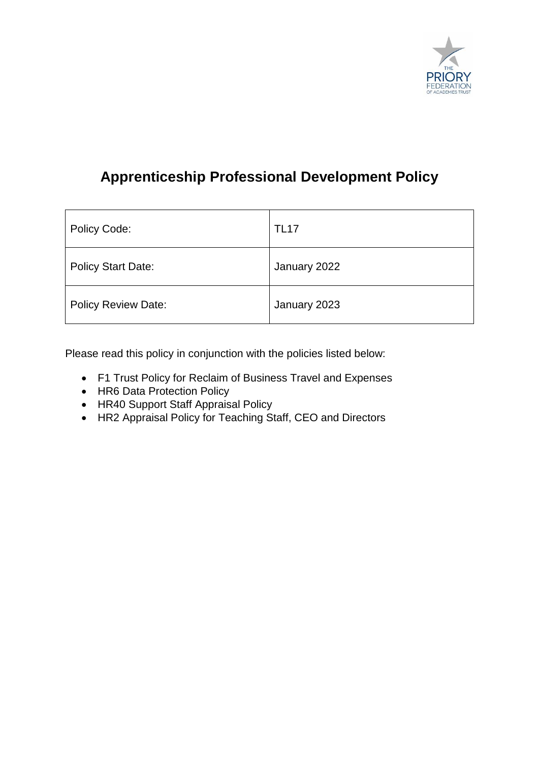# Apprenticeship Professional Development Policy

| Policy Code: | TL17 |
| --- | --- |
| Policy Start Date: | January 2022 |
| Policy Review Date: | January 2023 |

Please read this policy in conjunction with the policies listed below:

- F1 Trust Policy for Reclaim of Business Travel and Expenses
- HR6 Data Protection Policy
- HR40 Support Staff Appraisal Policy
- HR2 Appraisal Policy for Teaching Staff, CEO and Directors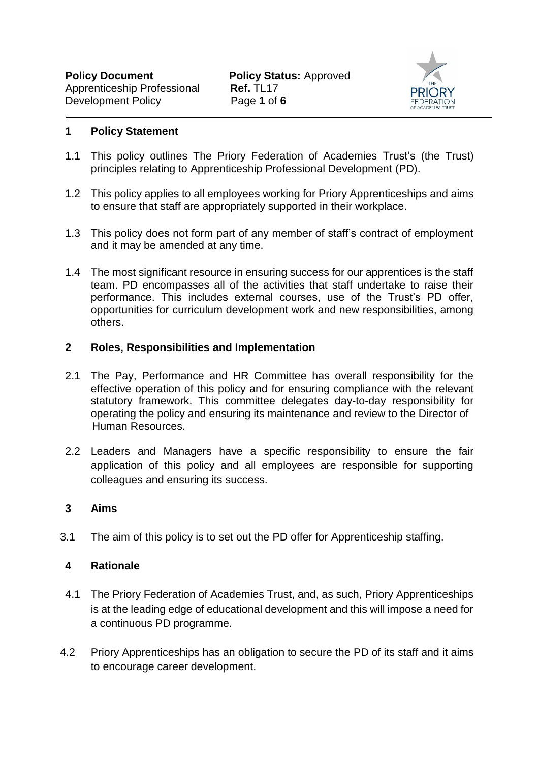## 1 Policy Statement

1.1 This policy outlines The Priory Federation of Academies Trust's (the Trust) principles relating to Apprenticeship Professional Development (PD).

1.2 This policy applies to all employees working for Priory Apprenticeships and aims to ensure that staff are appropriately supported in their workplace.

1.3 This policy does not form part of any member of staff's contract of employment and it may be amended at any time.

1.4 The most significant resource in ensuring success for our apprentices is the staff team. PD encompasses all of the activities that staff undertake to raise their performance. This includes external courses, use of the Trust's PD offer, opportunities for curriculum development work and new responsibilities, among others.

## 2 Roles, Responsibilities and Implementation

2.1 The Pay, Performance and HR Committee has overall responsibility for the effective operation of this policy and for ensuring compliance with the relevant statutory framework. This committee delegates day-to-day responsibility for operating the policy and ensuring its maintenance and review to the Director of Human Resources.

2.2 Leaders and Managers have a specific responsibility to ensure the fair application of this policy and all employees are responsible for supporting colleagues and ensuring its success.

## 3 Aims

3.1 The aim of this policy is to set out the PD offer for Apprenticeship staffing.

## 4 Rationale

4.1 The Priory Federation of Academies Trust, and, as such, Priory Apprenticeships is at the leading edge of educational development and this will impose a need for a continuous PD programme.

4.2 Priory Apprenticeships has an obligation to secure the PD of its staff and it aims to encourage career development.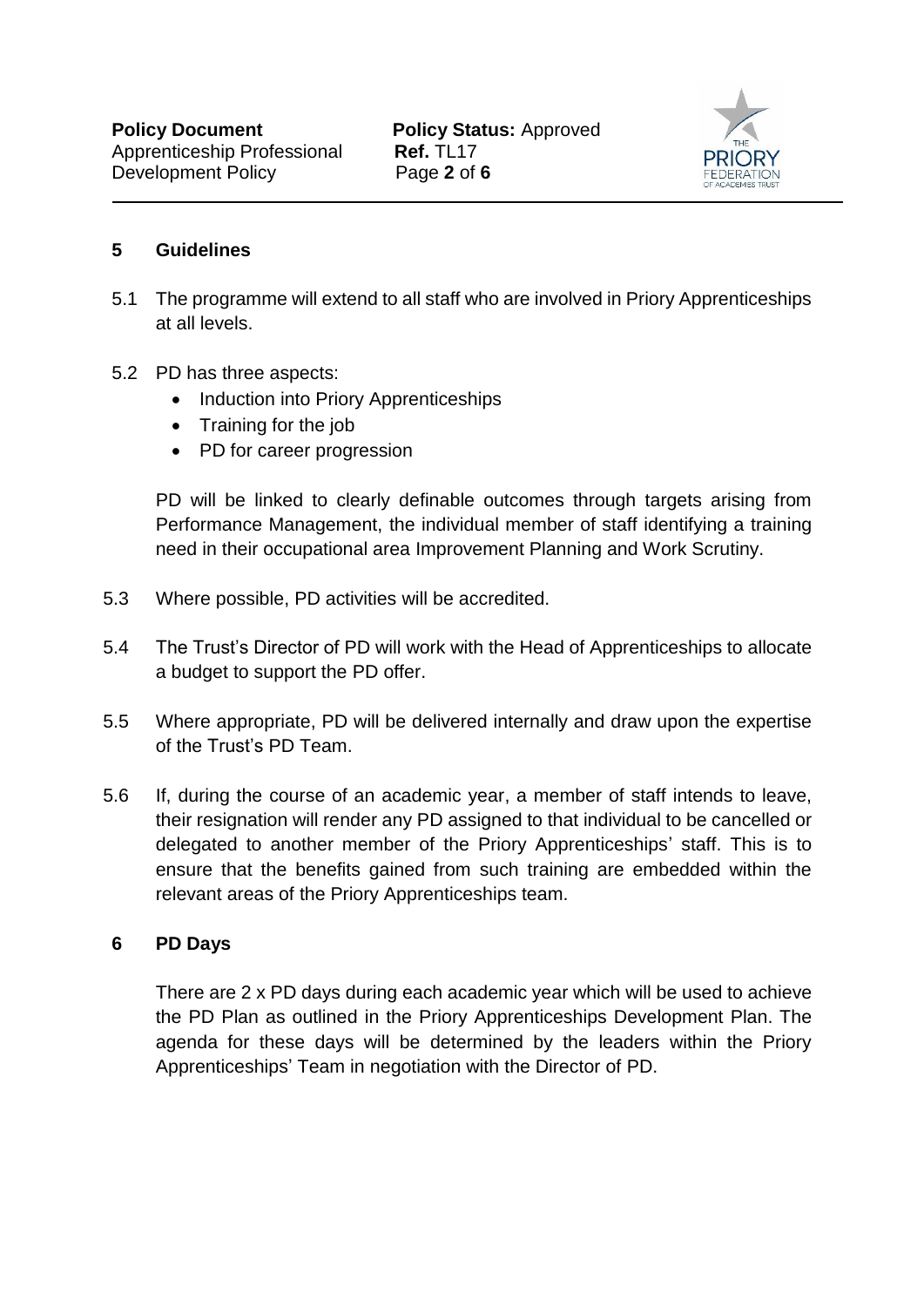## 5 Guidelines

5.1 The programme will extend to all staff who are involved in Priory Apprenticeships at all levels.

5.2 PD has three aspects:

- Induction into Priory Apprenticeships
- Training for the job
- PD for career progression

PD will be linked to clearly definable outcomes through targets arising from Performance Management, the individual member of staff identifying a training need in their occupational area Improvement Planning and Work Scrutiny.

5.3 Where possible, PD activities will be accredited.

5.4 The Trust's Director of PD will work with the Head of Apprenticeships to allocate a budget to support the PD offer.

5.5 Where appropriate, PD will be delivered internally and draw upon the expertise of the Trust's PD Team.

5.6 If, during the course of an academic year, a member of staff intends to leave, their resignation will render any PD assigned to that individual to be cancelled or delegated to another member of the Priory Apprenticeships' staff. This is to ensure that the benefits gained from such training are embedded within the relevant areas of the Priory Apprenticeships team.

## 6 PD Days

There are 2 x PD days during each academic year which will be used to achieve the PD Plan as outlined in the Priory Apprenticeships Development Plan. The agenda for these days will be determined by the leaders within the Priory Apprenticeships' Team in negotiation with the Director of PD.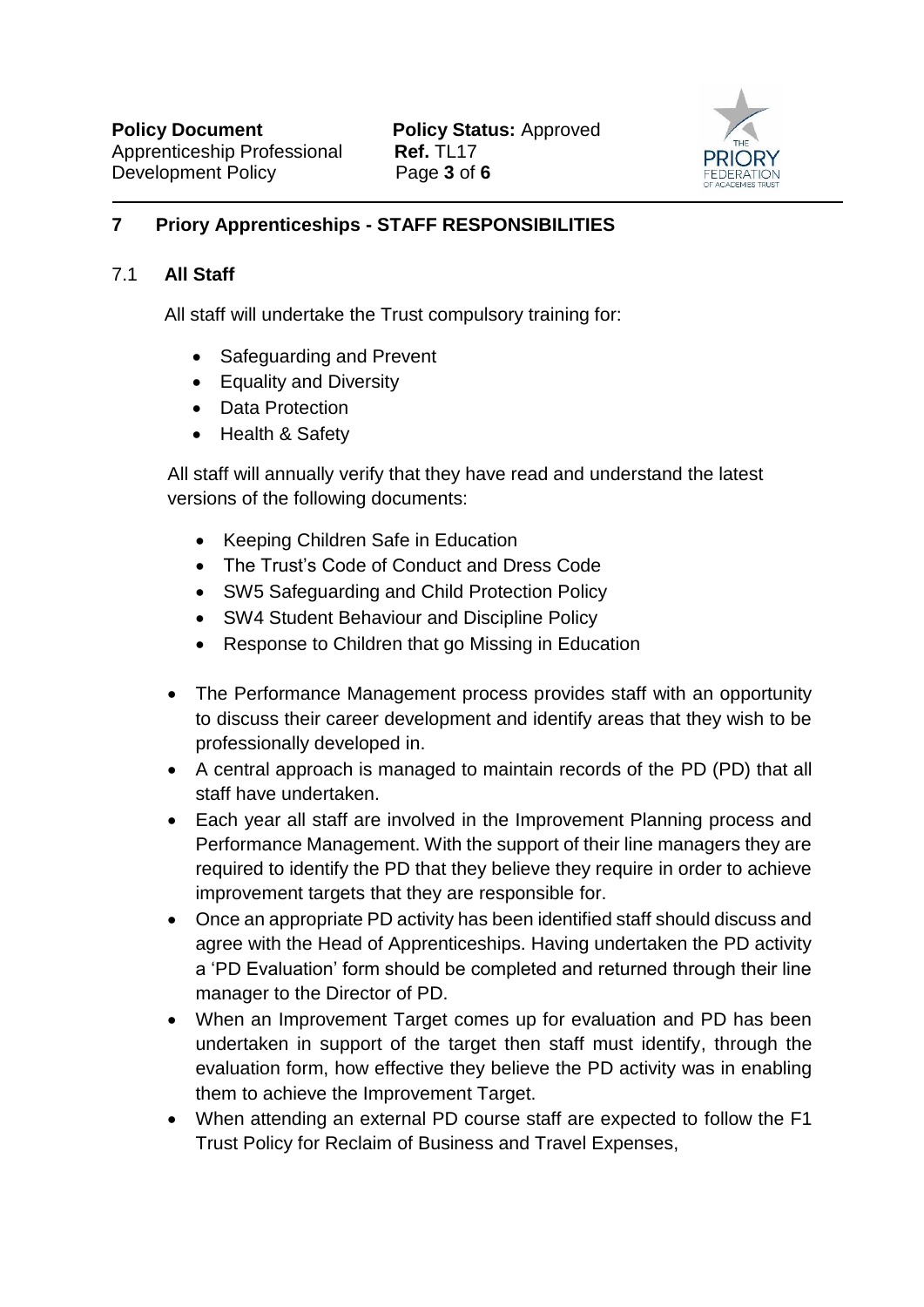## 7 Priory Apprenticeships - STAFF RESPONSIBILITIES

### 7.1 All Staff

All staff will undertake the Trust compulsory training for:

- Safeguarding and Prevent
- Equality and Diversity
- Data Protection
- Health & Safety

All staff will annually verify that they have read and understand the latest versions of the following documents:

- Keeping Children Safe in Education
- The Trust's Code of Conduct and Dress Code
- SW5 Safeguarding and Child Protection Policy
- SW4 Student Behaviour and Discipline Policy
- Response to Children that go Missing in Education

- The Performance Management process provides staff with an opportunity to discuss their career development and identify areas that they wish to be professionally developed in.
- A central approach is managed to maintain records of the PD (PD) that all staff have undertaken.
- Each year all staff are involved in the Improvement Planning process and Performance Management. With the support of their line managers they are required to identify the PD that they believe they require in order to achieve improvement targets that they are responsible for.
- Once an appropriate PD activity has been identified staff should discuss and agree with the Head of Apprenticeships. Having undertaken the PD activity a 'PD Evaluation' form should be completed and returned through their line manager to the Director of PD.
- When an Improvement Target comes up for evaluation and PD has been undertaken in support of the target then staff must identify, through the evaluation form, how effective they believe the PD activity was in enabling them to achieve the Improvement Target.
- When attending an external PD course staff are expected to follow the F1 Trust Policy for Reclaim of Business and Travel Expenses,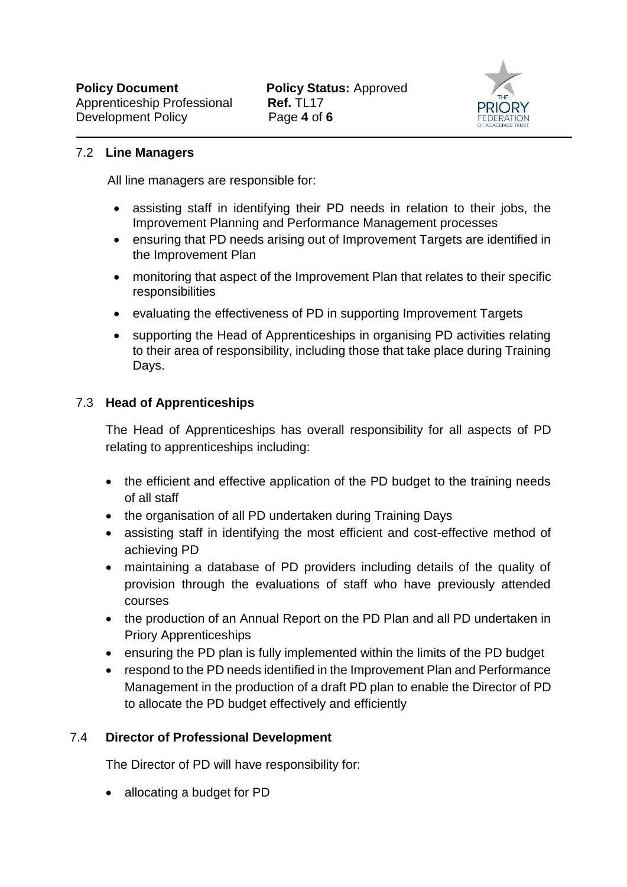### 7.2 Line Managers

All line managers are responsible for:

- assisting staff in identifying their PD needs in relation to their jobs, the Improvement Planning and Performance Management processes
- ensuring that PD needs arising out of Improvement Targets are identified in the Improvement Plan
- monitoring that aspect of the Improvement Plan that relates to their specific responsibilities
- evaluating the effectiveness of PD in supporting Improvement Targets
- supporting the Head of Apprenticeships in organising PD activities relating to their area of responsibility, including those that take place during Training Days.

### 7.3 Head of Apprenticeships

The Head of Apprenticeships has overall responsibility for all aspects of PD relating to apprenticeships including:

- the efficient and effective application of the PD budget to the training needs of all staff
- the organisation of all PD undertaken during Training Days
- assisting staff in identifying the most efficient and cost-effective method of achieving PD
- maintaining a database of PD providers including details of the quality of provision through the evaluations of staff who have previously attended courses
- the production of an Annual Report on the PD Plan and all PD undertaken in Priory Apprenticeships
- ensuring the PD plan is fully implemented within the limits of the PD budget
- respond to the PD needs identified in the Improvement Plan and Performance Management in the production of a draft PD plan to enable the Director of PD to allocate the PD budget effectively and efficiently

### 7.4 Director of Professional Development

The Director of PD will have responsibility for:

- allocating a budget for PD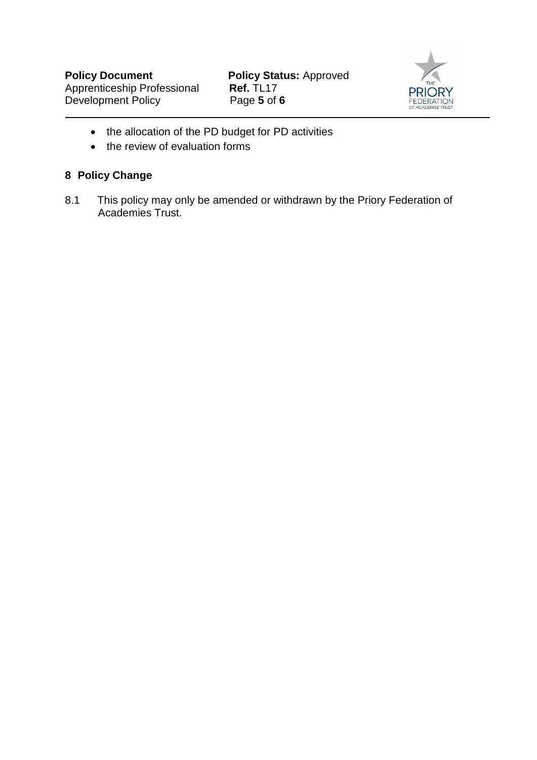- the allocation of the PD budget for PD activities
- the review of evaluation forms

## 8 Policy Change

8.1 This policy may only be amended or withdrawn by the Priory Federation of Academies Trust.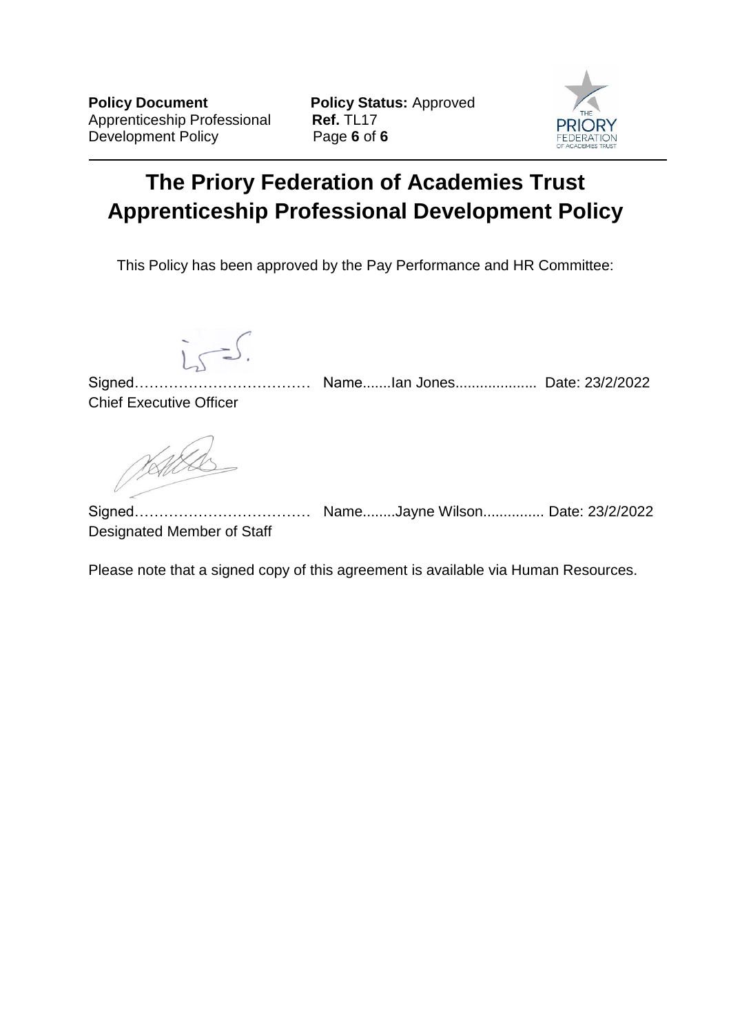# The Priory Federation of Academies Trust Apprenticeship Professional Development Policy

This Policy has been approved by the Pay Performance and HR Committee:

Signed……………………………… Name.......Ian Jones.................... Date: 23/2/2022
Chief Executive Officer

Signed……………………………… Name........Jayne Wilson............... Date: 23/2/2022
Designated Member of Staff

Please note that a signed copy of this agreement is available via Human Resources.